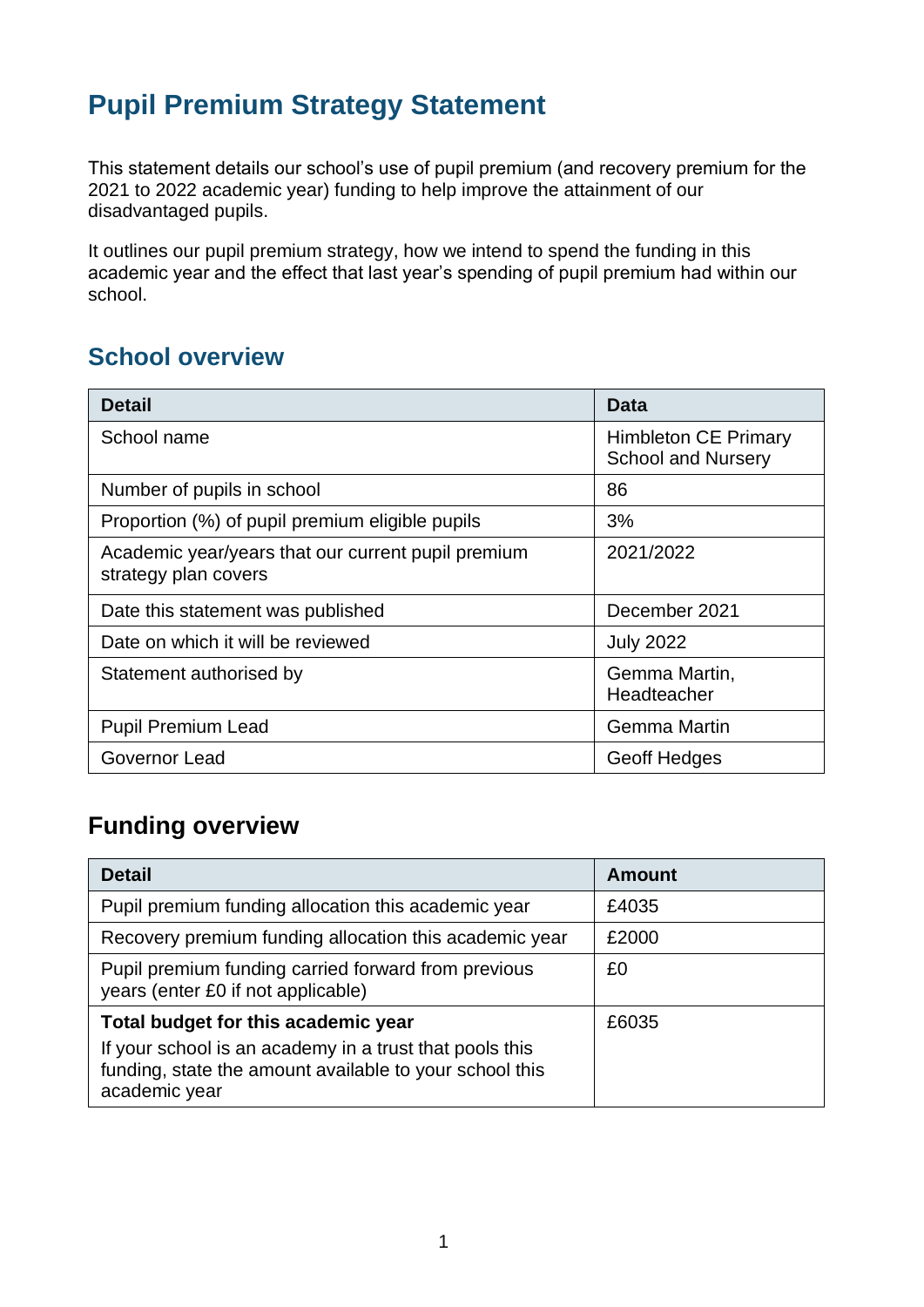# Pupil Premium Strategy Statement

This statement details our school's use of pupil premium (and recovery premium for the 2021 to 2022 academic year) funding to help improve the attainment of our disadvantaged pupils.

It outlines our pupil premium strategy, how we intend to spend the funding in this academic year and the effect that last year's spending of pupil premium had within our school.

## School overview

| Detail | Data |
|---|---|
| School name | Himbleton CE Primary School and Nursery |
| Number of pupils in school | 86 |
| Proportion (%) of pupil premium eligible pupils | 3% |
| Academic year/years that our current pupil premium strategy plan covers | 2021/2022 |
| Date this statement was published | December 2021 |
| Date on which it will be reviewed | July 2022 |
| Statement authorised by | Gemma Martin, Headteacher |
| Pupil Premium Lead | Gemma Martin |
| Governor Lead | Geoff Hedges |

## Funding overview

| Detail | Amount |
|---|---|
| Pupil premium funding allocation this academic year | £4035 |
| Recovery premium funding allocation this academic year | £2000 |
| Pupil premium funding carried forward from previous years (enter £0 if not applicable) | £0 |
| **Total budget for this academic year** If your school is an academy in a trust that pools this funding, state the amount available to your school this academic year | £6035 |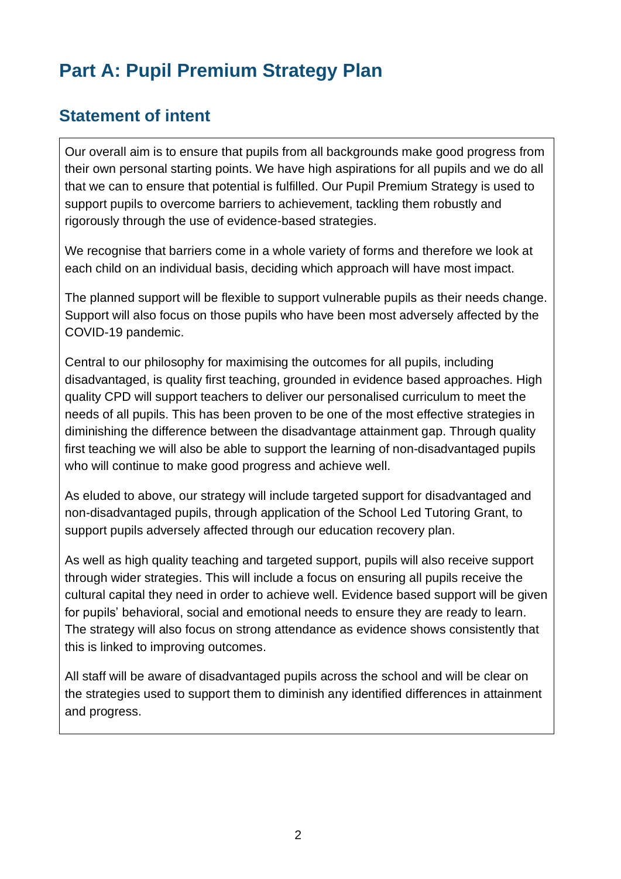# Part A: Pupil Premium Strategy Plan

## Statement of intent

Our overall aim is to ensure that pupils from all backgrounds make good progress from their own personal starting points. We have high aspirations for all pupils and we do all that we can to ensure that potential is fulfilled. Our Pupil Premium Strategy is used to support pupils to overcome barriers to achievement, tackling them robustly and rigorously through the use of evidence-based strategies.

We recognise that barriers come in a whole variety of forms and therefore we look at each child on an individual basis, deciding which approach will have most impact.

The planned support will be flexible to support vulnerable pupils as their needs change. Support will also focus on those pupils who have been most adversely affected by the COVID-19 pandemic.

Central to our philosophy for maximising the outcomes for all pupils, including disadvantaged, is quality first teaching, grounded in evidence based approaches. High quality CPD will support teachers to deliver our personalised curriculum to meet the needs of all pupils. This has been proven to be one of the most effective strategies in diminishing the difference between the disadvantage attainment gap. Through quality first teaching we will also be able to support the learning of non-disadvantaged pupils who will continue to make good progress and achieve well.

As eluded to above, our strategy will include targeted support for disadvantaged and non-disadvantaged pupils, through application of the School Led Tutoring Grant, to support pupils adversely affected through our education recovery plan.

As well as high quality teaching and targeted support, pupils will also receive support through wider strategies. This will include a focus on ensuring all pupils receive the cultural capital they need in order to achieve well. Evidence based support will be given for pupils' behavioral, social and emotional needs to ensure they are ready to learn. The strategy will also focus on strong attendance as evidence shows consistently that this is linked to improving outcomes.

All staff will be aware of disadvantaged pupils across the school and will be clear on the strategies used to support them to diminish any identified differences in attainment and progress.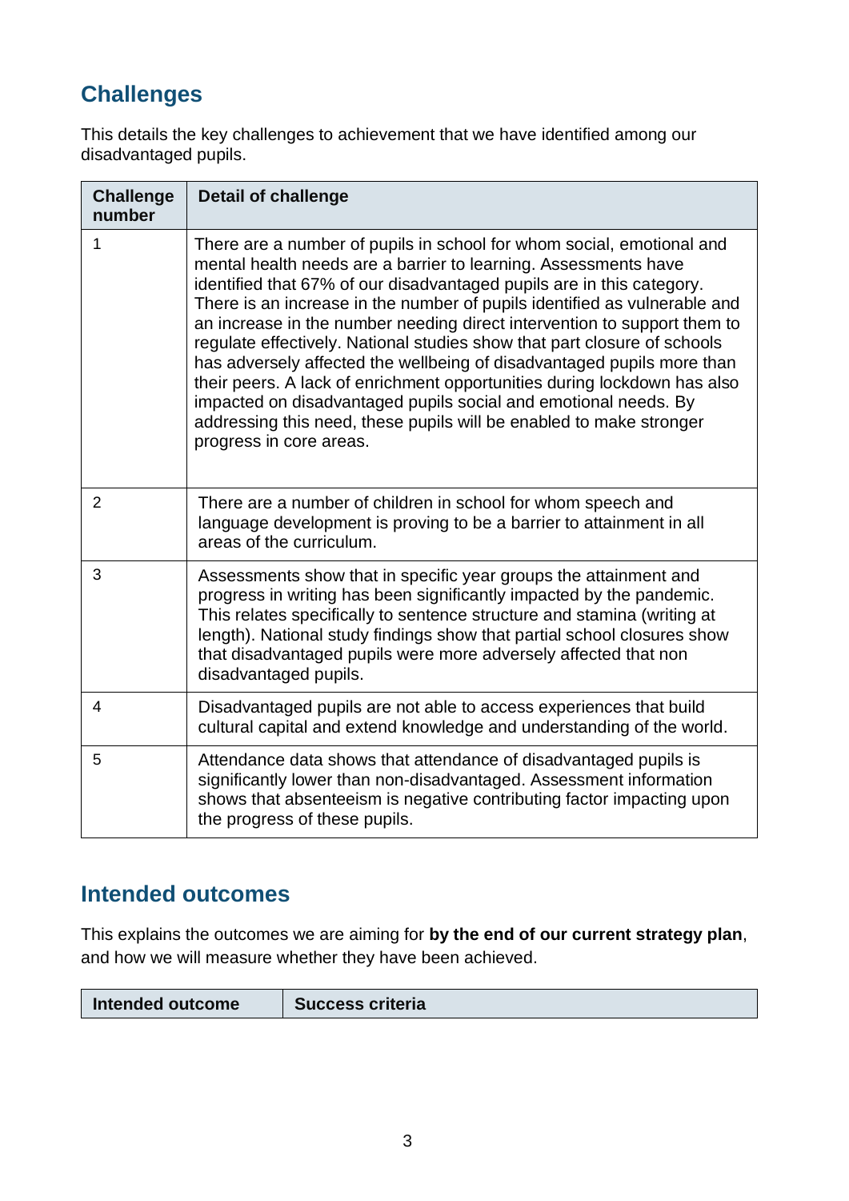## Challenges

This details the key challenges to achievement that we have identified among our disadvantaged pupils.

| Challenge number | Detail of challenge |
|---|---|
| 1 | There are a number of pupils in school for whom social, emotional and mental health needs are a barrier to learning. Assessments have identified that 67% of our disadvantaged pupils are in this category. There is an increase in the number of pupils identified as vulnerable and an increase in the number needing direct intervention to support them to regulate effectively. National studies show that part closure of schools has adversely affected the wellbeing of disadvantaged pupils more than their peers. A lack of enrichment opportunities during lockdown has also impacted on disadvantaged pupils social and emotional needs. By addressing this need, these pupils will be enabled to make stronger progress in core areas. |
| 2 | There are a number of children in school for whom speech and language development is proving to be a barrier to attainment in all areas of the curriculum. |
| 3 | Assessments show that in specific year groups the attainment and progress in writing has been significantly impacted by the pandemic. This relates specifically to sentence structure and stamina (writing at length). National study findings show that partial school closures show that disadvantaged pupils were more adversely affected that non disadvantaged pupils. |
| 4 | Disadvantaged pupils are not able to access experiences that build cultural capital and extend knowledge and understanding of the world. |
| 5 | Attendance data shows that attendance of disadvantaged pupils is significantly lower than non-disadvantaged. Assessment information shows that absenteeism is negative contributing factor impacting upon the progress of these pupils. |

## Intended outcomes

This explains the outcomes we are aiming for **by the end of our current strategy plan**, and how we will measure whether they have been achieved.

| Intended outcome | Success criteria |
|---|---|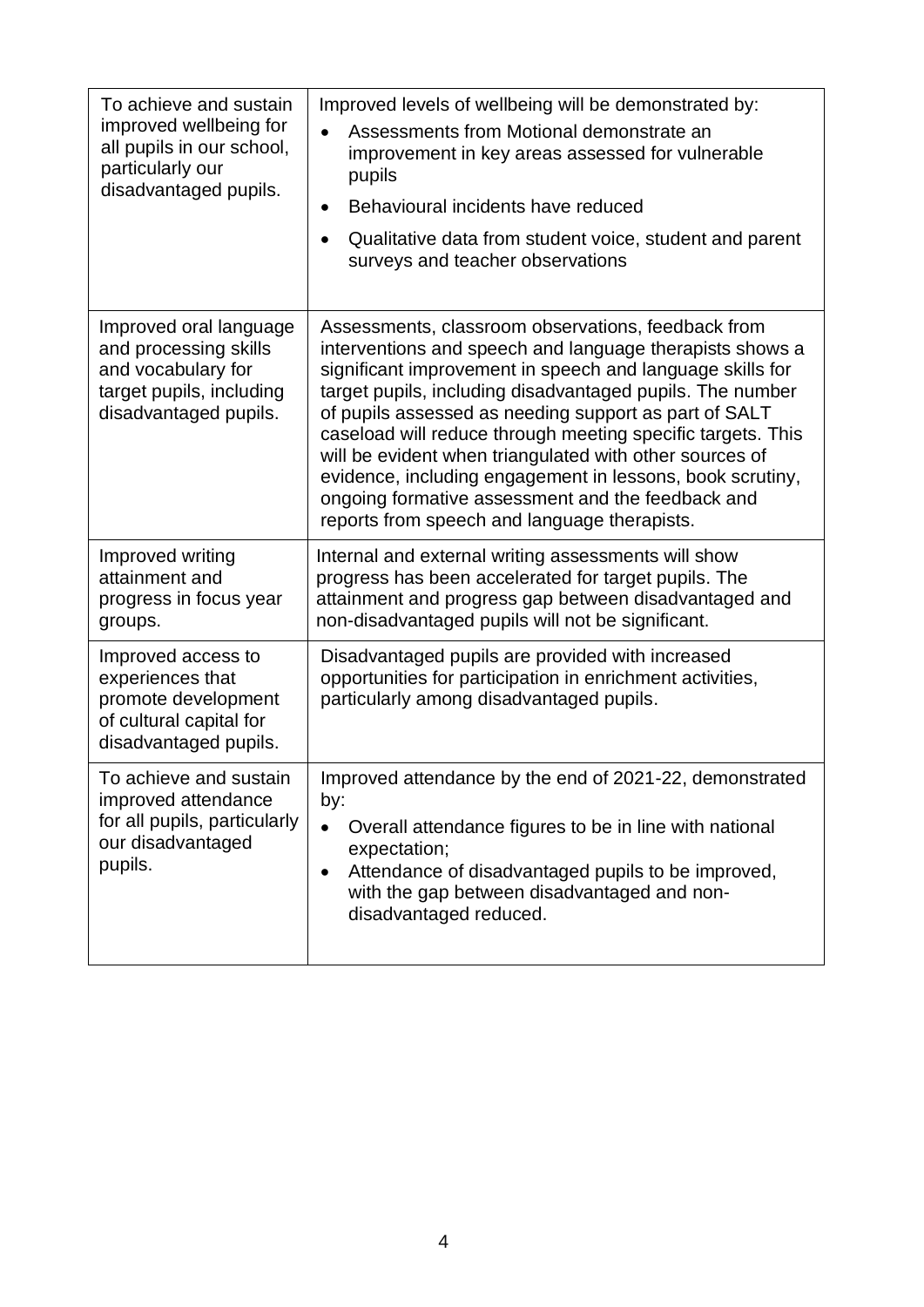| | |
|---|---|
| To achieve and sustain improved wellbeing for all pupils in our school, particularly our disadvantaged pupils. | Improved levels of wellbeing will be demonstrated by:<br>• Assessments from Motional demonstrate an improvement in key areas assessed for vulnerable pupils<br>• Behavioural incidents have reduced<br>• Qualitative data from student voice, student and parent surveys and teacher observations |
| Improved oral language and processing skills and vocabulary for target pupils, including disadvantaged pupils. | Assessments, classroom observations, feedback from interventions and speech and language therapists shows a significant improvement in speech and language skills for target pupils, including disadvantaged pupils. The number of pupils assessed as needing support as part of SALT caseload will reduce through meeting specific targets. This will be evident when triangulated with other sources of evidence, including engagement in lessons, book scrutiny, ongoing formative assessment and the feedback and reports from speech and language therapists. |
| Improved writing attainment and progress in focus year groups. | Internal and external writing assessments will show progress has been accelerated for target pupils. The attainment and progress gap between disadvantaged and non-disadvantaged pupils will not be significant. |
| Improved access to experiences that promote development of cultural capital for disadvantaged pupils. | Disadvantaged pupils are provided with increased opportunities for participation in enrichment activities, particularly among disadvantaged pupils. |
| To achieve and sustain improved attendance for all pupils, particularly our disadvantaged pupils. | Improved attendance by the end of 2021-22, demonstrated by:<br>• Overall attendance figures to be in line with national expectation;<br>• Attendance of disadvantaged pupils to be improved, with the gap between disadvantaged and non-disadvantaged reduced. |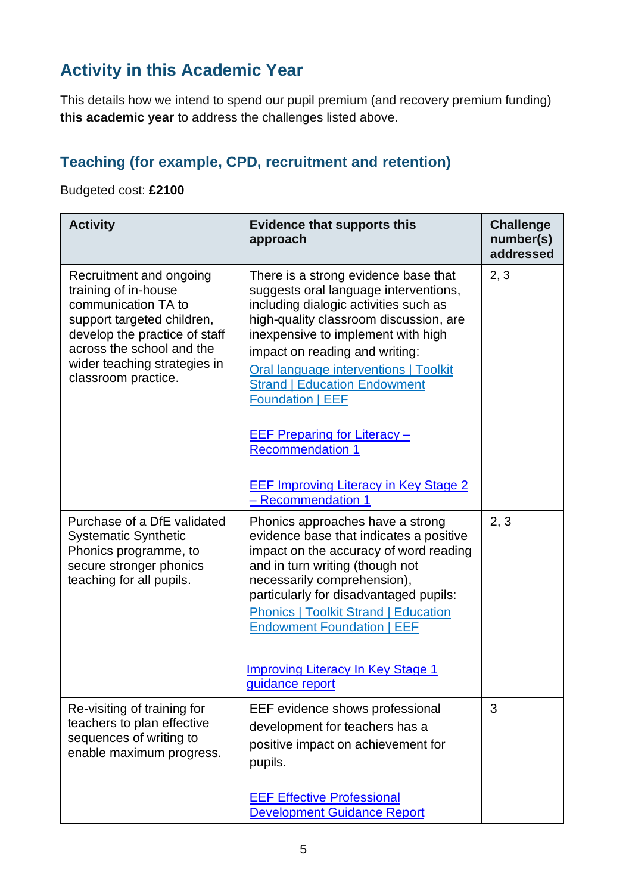## Activity in this Academic Year

This details how we intend to spend our pupil premium (and recovery premium funding) **this academic year** to address the challenges listed above.

### Teaching (for example, CPD, recruitment and retention)

Budgeted cost: **£2100**

| Activity | Evidence that supports this approach | Challenge number(s) addressed |
|---|---|---|
| Recruitment and ongoing training of in-house communication TA to support targeted children, develop the practice of staff across the school and the wider teaching strategies in classroom practice. | There is a strong evidence base that suggests oral language interventions, including dialogic activities such as high-quality classroom discussion, are inexpensive to implement with high impact on reading and writing: [Oral language interventions \| Toolkit Strand \| Education Endowment Foundation \| EEF]<br><br>[EEF Preparing for Literacy – Recommendation 1]<br><br>[EEF Improving Literacy in Key Stage 2 – Recommendation 1] | 2, 3 |
| Purchase of a DfE validated Systematic Synthetic Phonics programme, to secure stronger phonics teaching for all pupils. | Phonics approaches have a strong evidence base that indicates a positive impact on the accuracy of word reading and in turn writing (though not necessarily comprehension), particularly for disadvantaged pupils: [Phonics \| Toolkit Strand \| Education Endowment Foundation \| EEF]<br><br>[Improving Literacy In Key Stage 1 guidance report] | 2, 3 |
| Re-visiting of training for teachers to plan effective sequences of writing to enable maximum progress. | EEF evidence shows professional development for teachers has a positive impact on achievement for pupils.<br><br>[EEF Effective Professional Development Guidance Report] | 3 |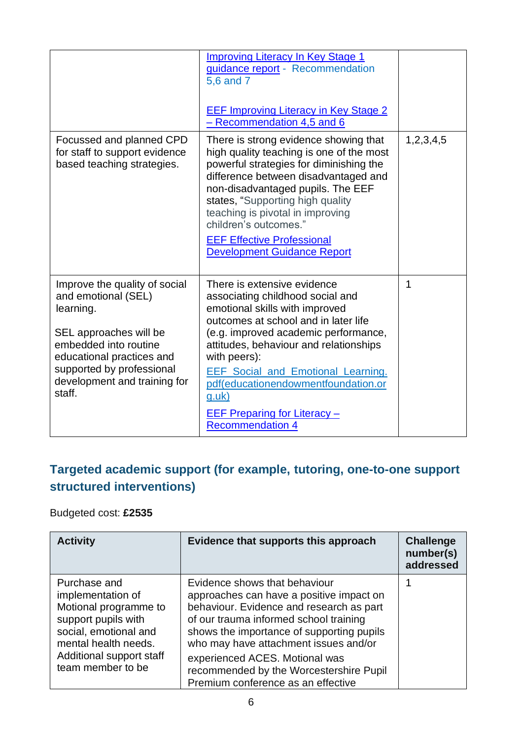| | | |
|---|---|---|
| | Improving Literacy In Key Stage 1 guidance report - Recommendation 5,6 and 7<br><br>EEF Improving Literacy in Key Stage 2 – Recommendation 4,5 and 6 | |
| Focussed and planned CPD for staff to support evidence based teaching strategies. | There is strong evidence showing that high quality teaching is one of the most powerful strategies for diminishing the difference between disadvantaged and non-disadvantaged pupils. The EEF states, "Supporting high quality teaching is pivotal in improving children's outcomes."<br>EEF Effective Professional Development Guidance Report | 1,2,3,4,5 |
| Improve the quality of social and emotional (SEL) learning.<br><br>SEL approaches will be embedded into routine educational practices and supported by professional development and training for staff. | There is extensive evidence associating childhood social and emotional skills with improved outcomes at school and in later life (e.g. improved academic performance, attitudes, behaviour and relationships with peers):<br>EEF Social and Emotional Learning. pdf(educationendowmentfoundation.org.uk)<br>EEF Preparing for Literacy – Recommendation 4 | 1 |

## Targeted academic support (for example, tutoring, one-to-one support structured interventions)

Budgeted cost: **£2535**

| Activity | Evidence that supports this approach | Challenge number(s) addressed |
|---|---|---|
| Purchase and implementation of Motional programme to support pupils with social, emotional and mental health needs. Additional support staff team member to be | Evidence shows that behaviour approaches can have a positive impact on behaviour. Evidence and research as part of our trauma informed school training shows the importance of supporting pupils who may have attachment issues and/or experienced ACES. Motional was recommended by the Worcestershire Pupil Premium conference as an effective | 1 |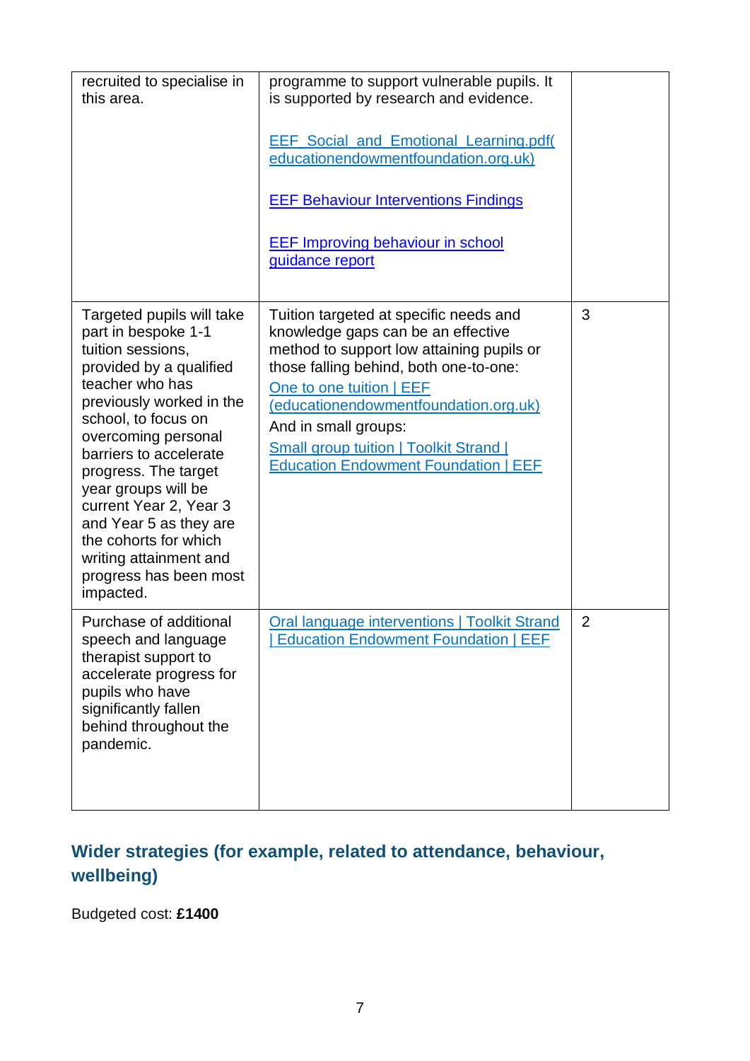| | | |
|---|---|---|
| recruited to specialise in this area. | programme to support vulnerable pupils. It is supported by research and evidence.<br><br>EEF_Social_and_Emotional_Learning.pdf(educationendowmentfoundation.org.uk)<br><br>EEF Behaviour Interventions Findings<br><br>EEF Improving behaviour in school guidance report | |
| Targeted pupils will take part in bespoke 1-1 tuition sessions, provided by a qualified teacher who has previously worked in the school, to focus on overcoming personal barriers to accelerate progress. The target year groups will be current Year 2, Year 3 and Year 5 as they are the cohorts for which writing attainment and progress has been most impacted. | Tuition targeted at specific needs and knowledge gaps can be an effective method to support low attaining pupils or those falling behind, both one-to-one:<br>One to one tuition \| EEF (educationendowmentfoundation.org.uk)<br>And in small groups:<br>Small group tuition \| Toolkit Strand \| Education Endowment Foundation \| EEF | 3 |
| Purchase of additional speech and language therapist support to accelerate progress for pupils who have significantly fallen behind throughout the pandemic. | Oral language interventions \| Toolkit Strand \| Education Endowment Foundation \| EEF | 2 |

## Wider strategies (for example, related to attendance, behaviour, wellbeing)

Budgeted cost: **£1400**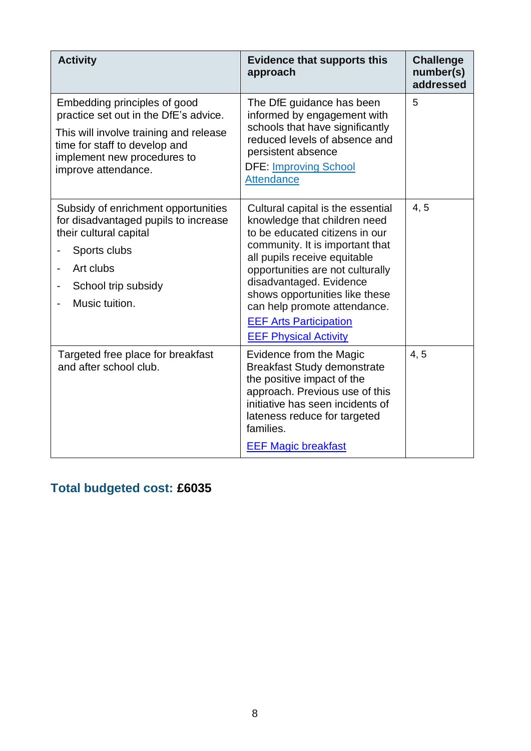| Activity | Evidence that supports this approach | Challenge number(s) addressed |
|---|---|---|
| Embedding principles of good practice set out in the DfE's advice.<br><br>This will involve training and release time for staff to develop and implement new procedures to improve attendance. | The DfE guidance has been informed by engagement with schools that have significantly reduced levels of absence and persistent absence<br><br>DFE: Improving School Attendance | 5 |
| Subsidy of enrichment opportunities for disadvantaged pupils to increase their cultural capital<br>- Sports clubs<br>- Art clubs<br>- School trip subsidy<br>- Music tuition. | Cultural capital is the essential knowledge that children need to be educated citizens in our community. It is important that all pupils receive equitable opportunities are not culturally disadvantaged. Evidence shows opportunities like these can help promote attendance.<br><br>EEF Arts Participation<br>EEF Physical Activity | 4, 5 |
| Targeted free place for breakfast and after school club. | Evidence from the Magic Breakfast Study demonstrate the positive impact of the approach. Previous use of this initiative has seen incidents of lateness reduce for targeted families.<br><br>EEF Magic breakfast | 4, 5 |

## Total budgeted cost: **£6035**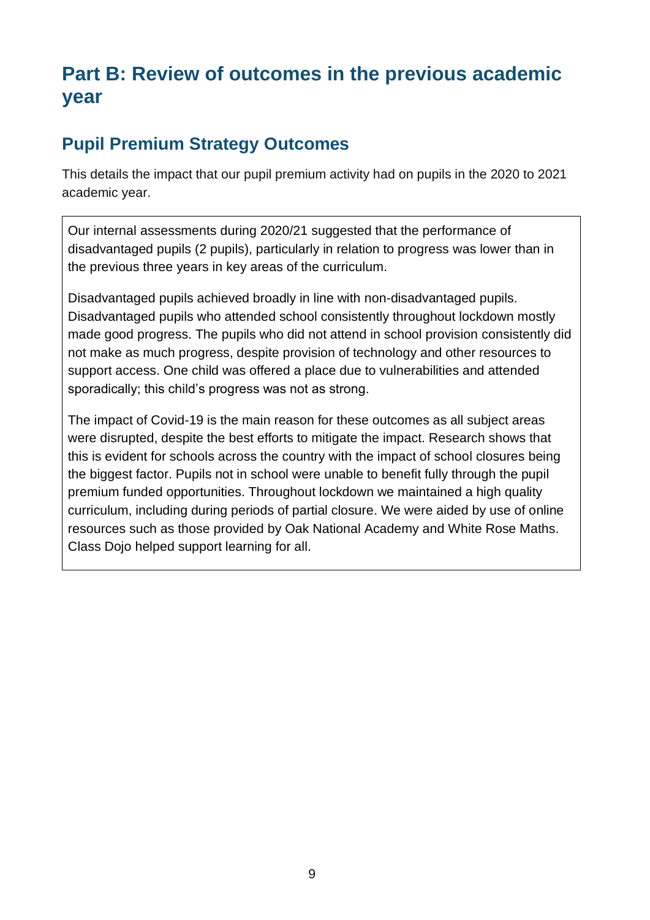# Part B: Review of outcomes in the previous academic year

## Pupil Premium Strategy Outcomes

This details the impact that our pupil premium activity had on pupils in the 2020 to 2021 academic year.

Our internal assessments during 2020/21 suggested that the performance of disadvantaged pupils (2 pupils), particularly in relation to progress was lower than in the previous three years in key areas of the curriculum.

Disadvantaged pupils achieved broadly in line with non-disadvantaged pupils. Disadvantaged pupils who attended school consistently throughout lockdown mostly made good progress. The pupils who did not attend in school provision consistently did not make as much progress, despite provision of technology and other resources to support access. One child was offered a place due to vulnerabilities and attended sporadically; this child's progress was not as strong.

The impact of Covid-19 is the main reason for these outcomes as all subject areas were disrupted, despite the best efforts to mitigate the impact. Research shows that this is evident for schools across the country with the impact of school closures being the biggest factor. Pupils not in school were unable to benefit fully through the pupil premium funded opportunities. Throughout lockdown we maintained a high quality curriculum, including during periods of partial closure. We were aided by use of online resources such as those provided by Oak National Academy and White Rose Maths. Class Dojo helped support learning for all.